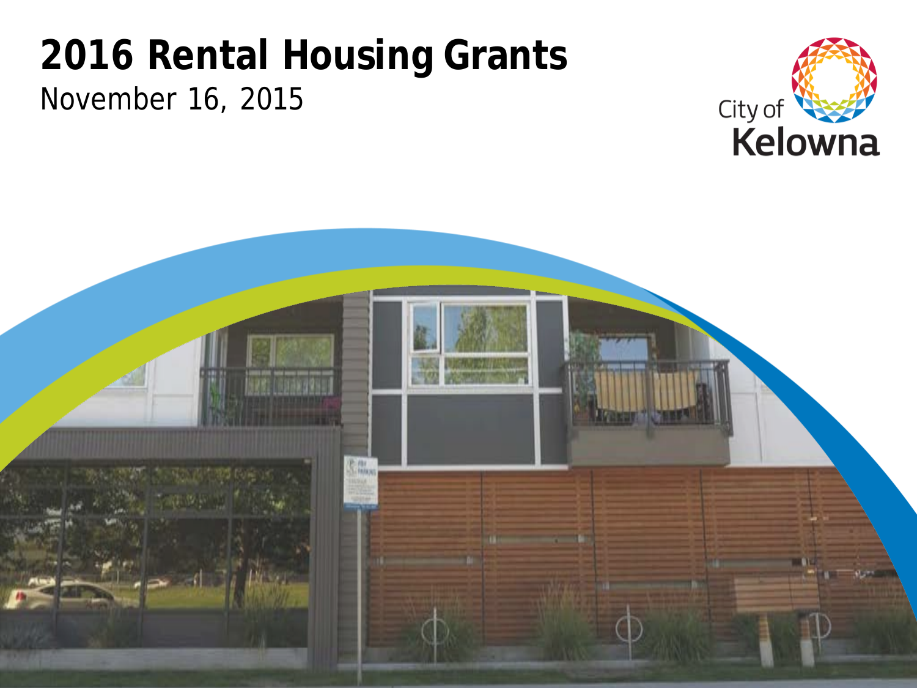# 2016 Rental Housing Grants

November 16, 2015

City of Kelowna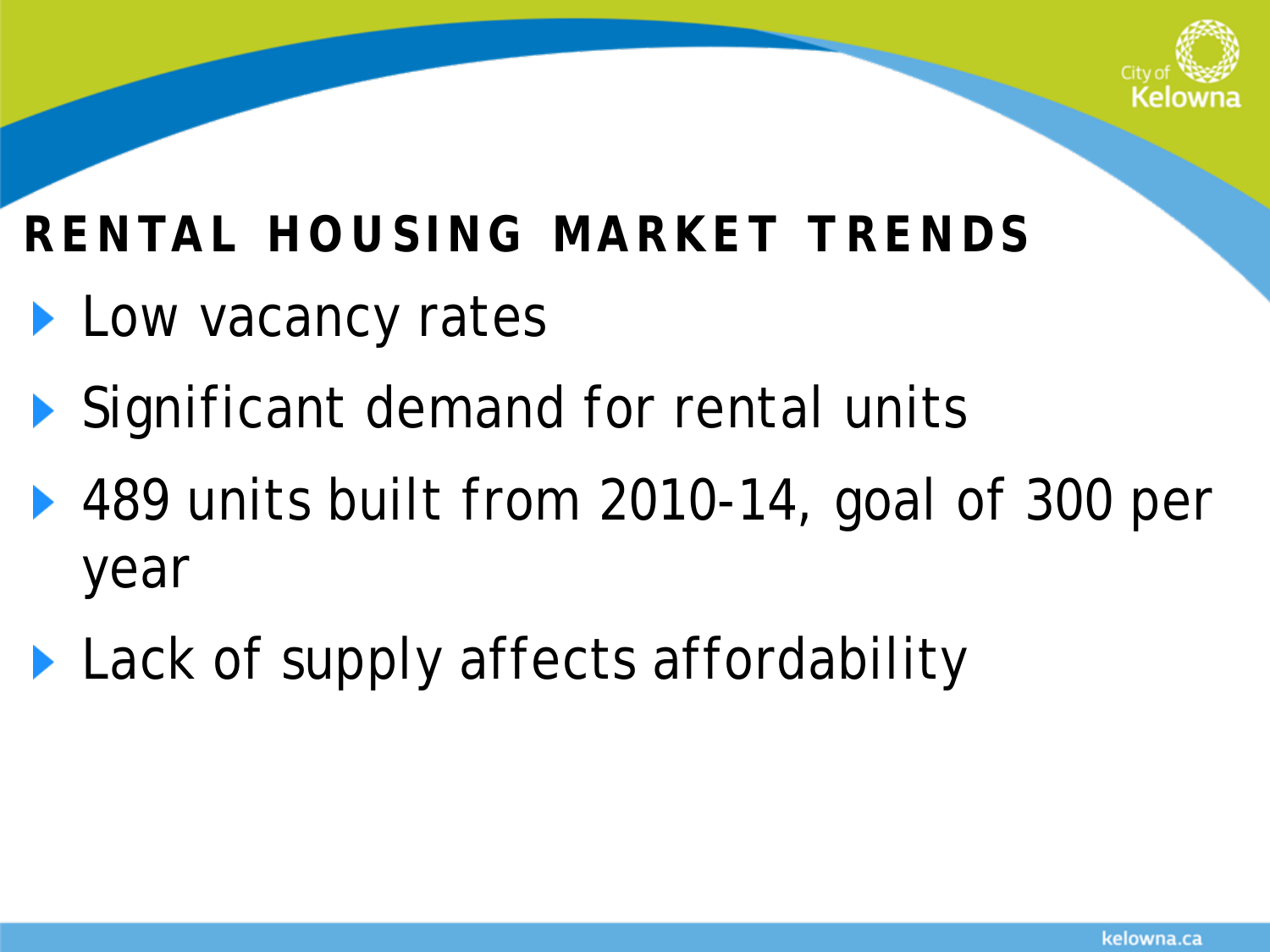## RENTAL HOUSING MARKET TRENDS

- Low vacancy rates
- Significant demand for rental units
- 489 units built from 2010-14, goal of 300 per year
- Lack of supply affects affordability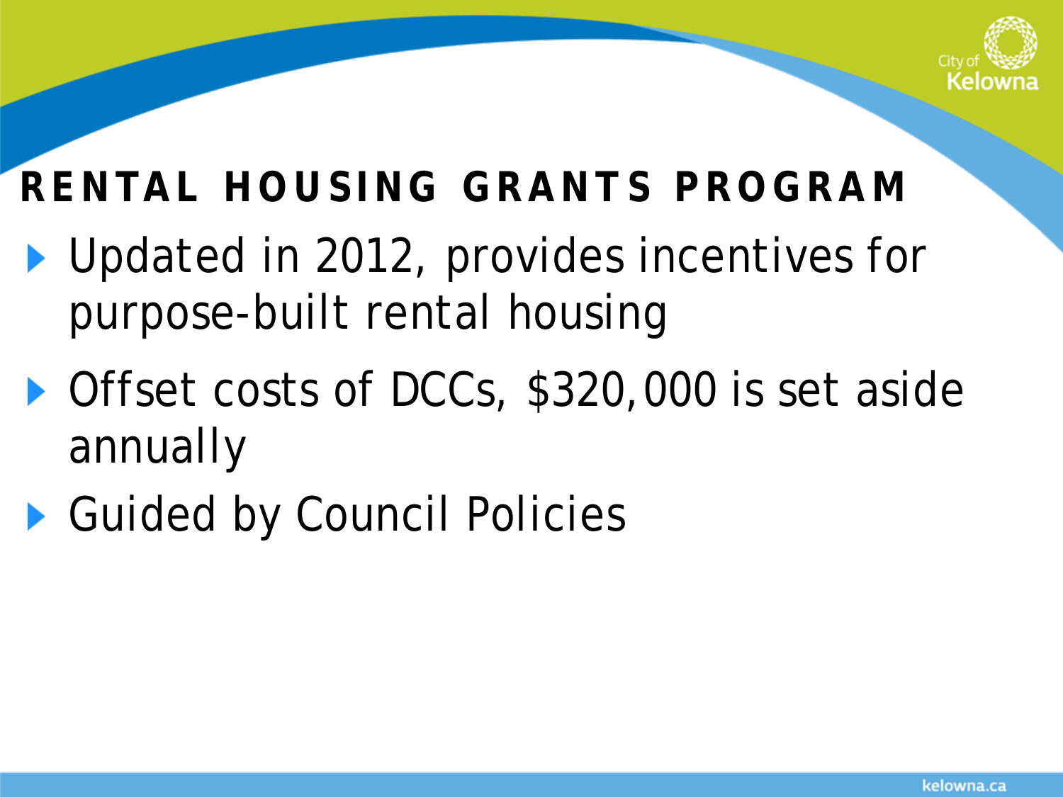# RENTAL HOUSING GRANTS PROGRAM

- Updated in 2012, provides incentives for purpose-built rental housing
- Offset costs of DCCs, $320,000 is set aside annually
- Guided by Council Policies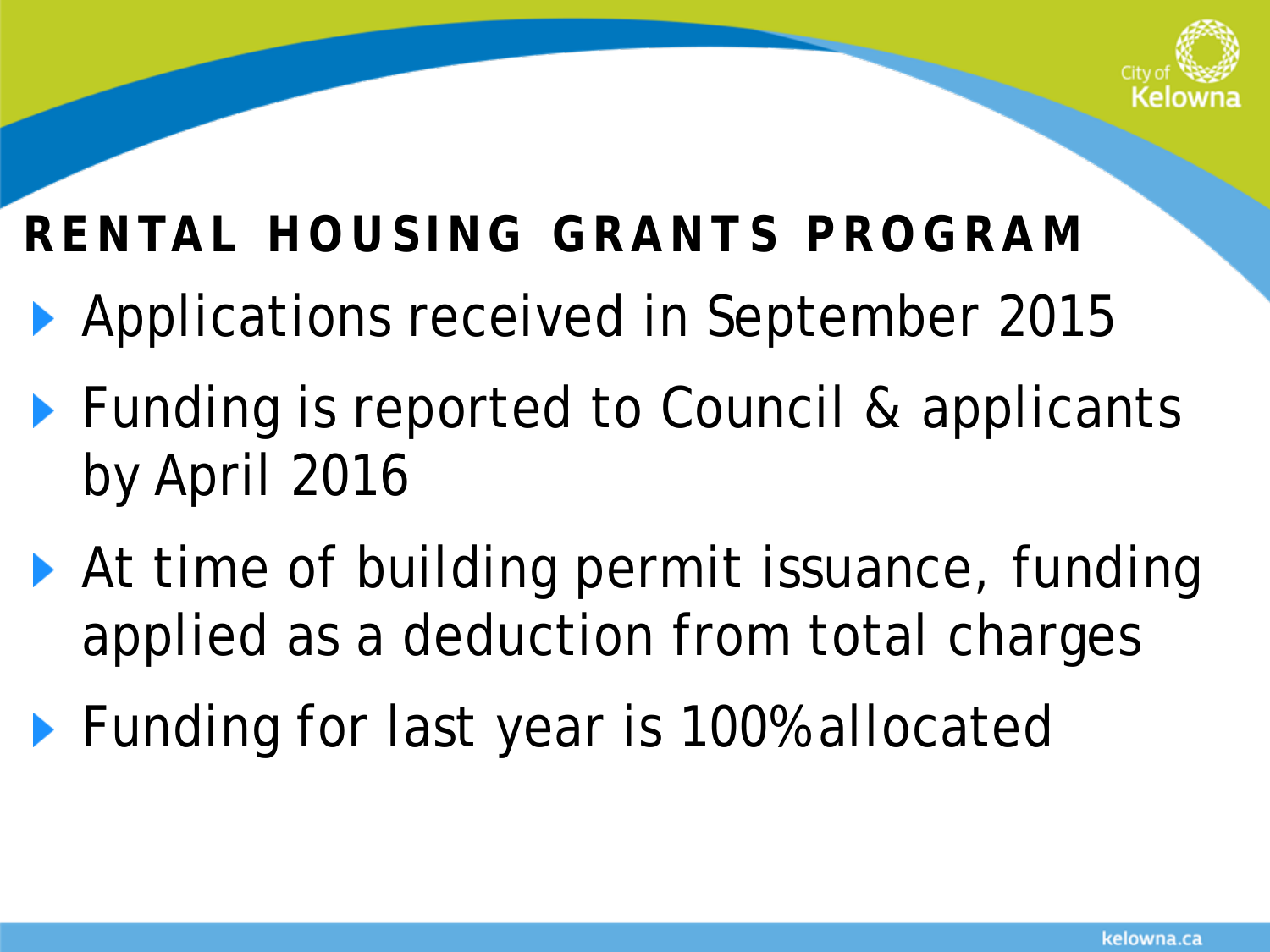## RENTAL HOUSING GRANTS PROGRAM

- Applications received in September 2015
- Funding is reported to Council & applicants by April 2016
- At time of building permit issuance, funding applied as a deduction from total charges
- Funding for last year is 100% allocated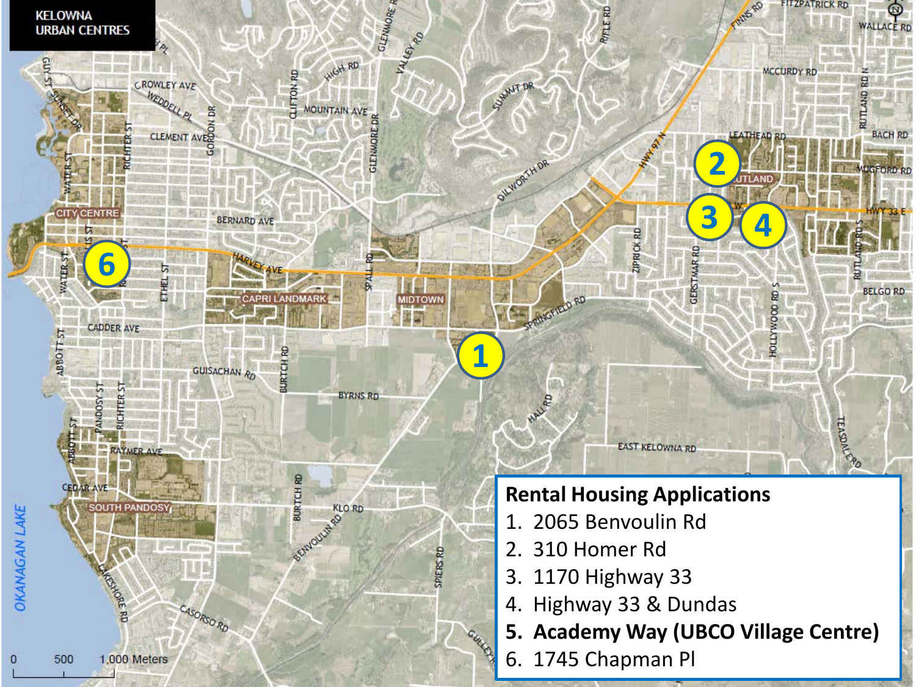KELOWNA URBAN CENTRES

**Rental Housing Applications**

1. 2065 Benvoulin Rd
2. 310 Homer Rd
3. 1170 Highway 33
4. Highway 33 & Dundas
5. **Academy Way (UBCO Village Centre)**
6. 1745 Chapman Pl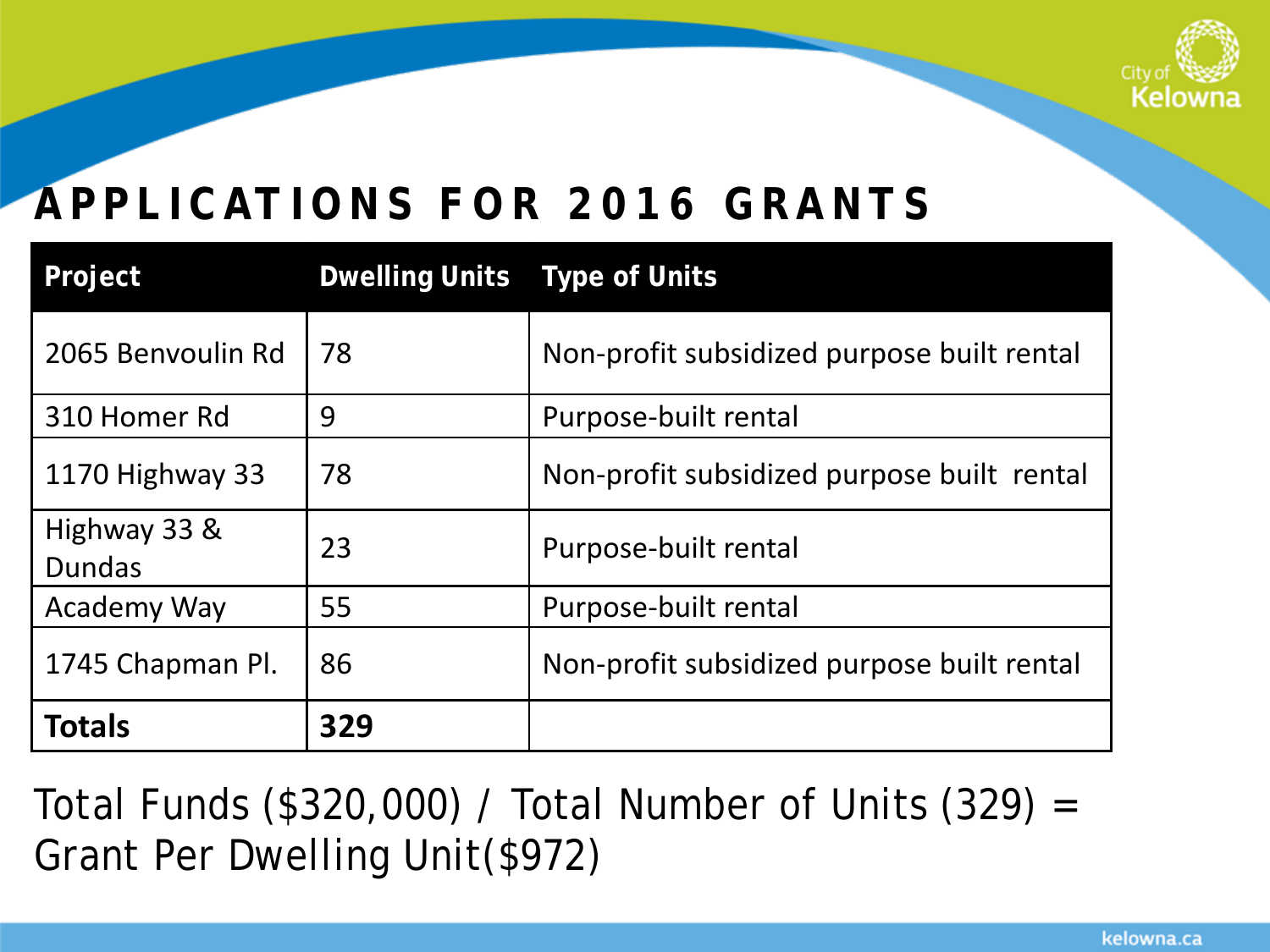# APPLICATIONS FOR 2016 GRANTS

| Project | Dwelling Units | Type of Units |
|---|---|---|
| 2065 Benvoulin Rd | 78 | Non-profit subsidized purpose built rental |
| 310 Homer Rd | 9 | Purpose-built rental |
| 1170 Highway 33 | 78 | Non-profit subsidized purpose built rental |
| Highway 33 & Dundas | 23 | Purpose-built rental |
| Academy Way | 55 | Purpose-built rental |
| 1745 Chapman Pl. | 86 | Non-profit subsidized purpose built rental |
| **Totals** | **329** | |

Total Funds ($320,000) / Total Number of Units (329) = Grant Per Dwelling Unit($972)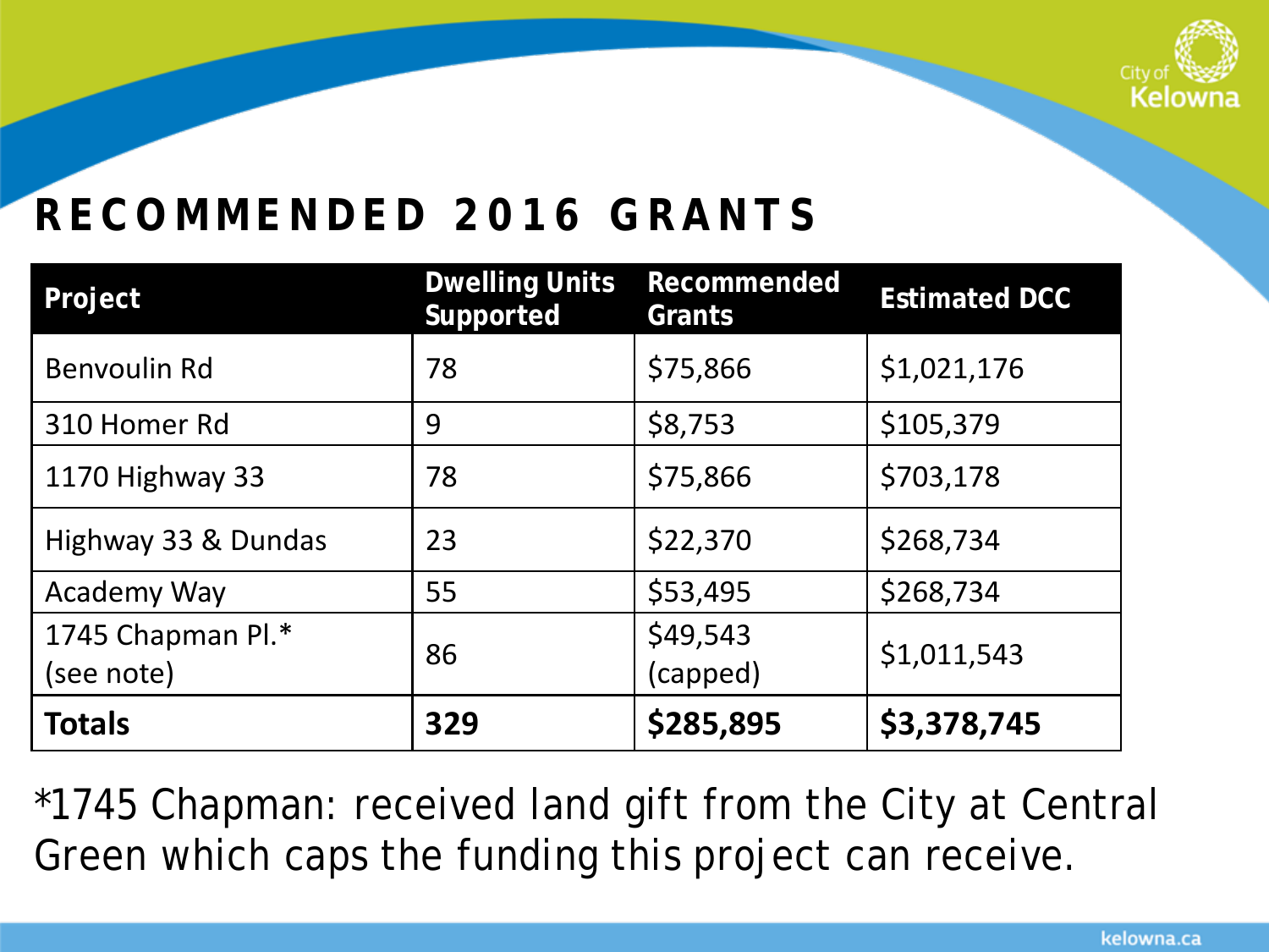# RECOMMENDED 2016 GRANTS

| Project | Dwelling Units Supported | Recommended Grants | Estimated DCC |
|---|---|---|---|
| Benvoulin Rd | 78 | $75,866 | $1,021,176 |
| 310 Homer Rd | 9 | $8,753 | $105,379 |
| 1170 Highway 33 | 78 | $75,866 | $703,178 |
| Highway 33 & Dundas | 23 | $22,370 | $268,734 |
| Academy Way | 55 | $53,495 | $268,734 |
| 1745 Chapman Pl.* (see note) | 86 | $49,543 (capped) | $1,011,543 |
| **Totals** | **329** | **$285,895** | **$3,378,745** |

*1745 Chapman: received land gift from the City at Central Green which caps the funding this project can receive.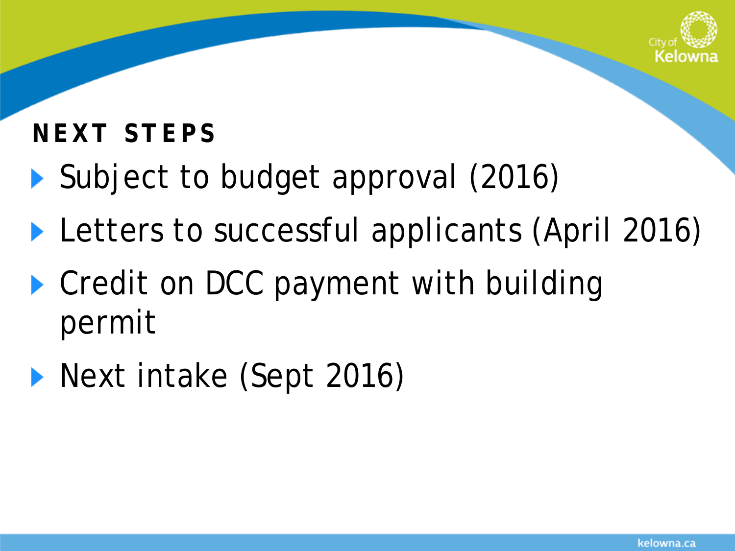## NEXT STEPS

- Subject to budget approval (2016)
- Letters to successful applicants (April 2016)
- Credit on DCC payment with building permit
- Next intake (Sept 2016)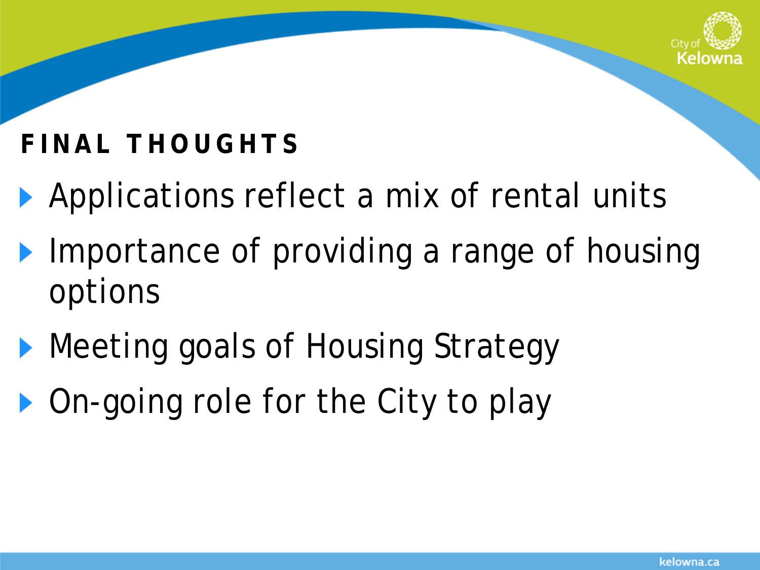## FINAL THOUGHTS

- Applications reflect a mix of rental units
- Importance of providing a range of housing options
- Meeting goals of Housing Strategy
- On-going role for the City to play